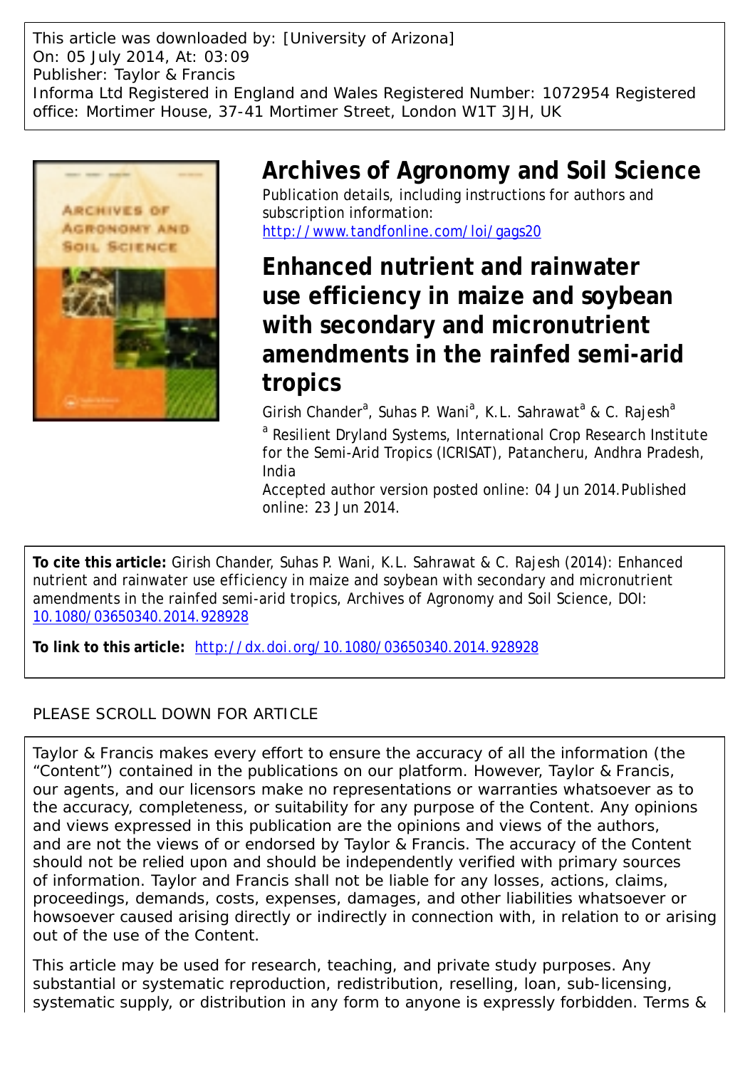This article was downloaded by: [University of Arizona]
On: 05 July 2014, At: 03:09
Publisher: Taylor & Francis
Informa Ltd Registered in England and Wales Registered Number: 1072954 Registered office: Mortimer House, 37-41 Mortimer Street, London W1T 3JH, UK

# Archives of Agronomy and Soil Science

Publication details, including instructions for authors and subscription information:
http://www.tandfonline.com/loi/gags20

## Enhanced nutrient and rainwater use efficiency in maize and soybean with secondary and micronutrient amendments in the rainfed semi-arid tropics

Girish Chander[a], Suhas P. Wani[a], K.L. Sahrawat[a] & C. Rajesh[a]

[a] Resilient Dryland Systems, International Crop Research Institute for the Semi-Arid Tropics (ICRISAT), Patancheru, Andhra Pradesh, India

Accepted author version posted online: 04 Jun 2014. Published online: 23 Jun 2014.

**To cite this article:** Girish Chander, Suhas P. Wani, K.L. Sahrawat & C. Rajesh (2014): Enhanced nutrient and rainwater use efficiency in maize and soybean with secondary and micronutrient amendments in the rainfed semi-arid tropics, Archives of Agronomy and Soil Science, DOI: 10.1080/03650340.2014.928928

**To link to this article:** http://dx.doi.org/10.1080/03650340.2014.928928

PLEASE SCROLL DOWN FOR ARTICLE

Taylor & Francis makes every effort to ensure the accuracy of all the information (the "Content") contained in the publications on our platform. However, Taylor & Francis, our agents, and our licensors make no representations or warranties whatsoever as to the accuracy, completeness, or suitability for any purpose of the Content. Any opinions and views expressed in this publication are the opinions and views of the authors, and are not the views of or endorsed by Taylor & Francis. The accuracy of the Content should not be relied upon and should be independently verified with primary sources of information. Taylor and Francis shall not be liable for any losses, actions, claims, proceedings, demands, costs, expenses, damages, and other liabilities whatsoever or howsoever caused arising directly or indirectly in connection with, in relation to or arising out of the use of the Content.

This article may be used for research, teaching, and private study purposes. Any substantial or systematic reproduction, redistribution, reselling, loan, sub-licensing, systematic supply, or distribution in any form to anyone is expressly forbidden. Terms &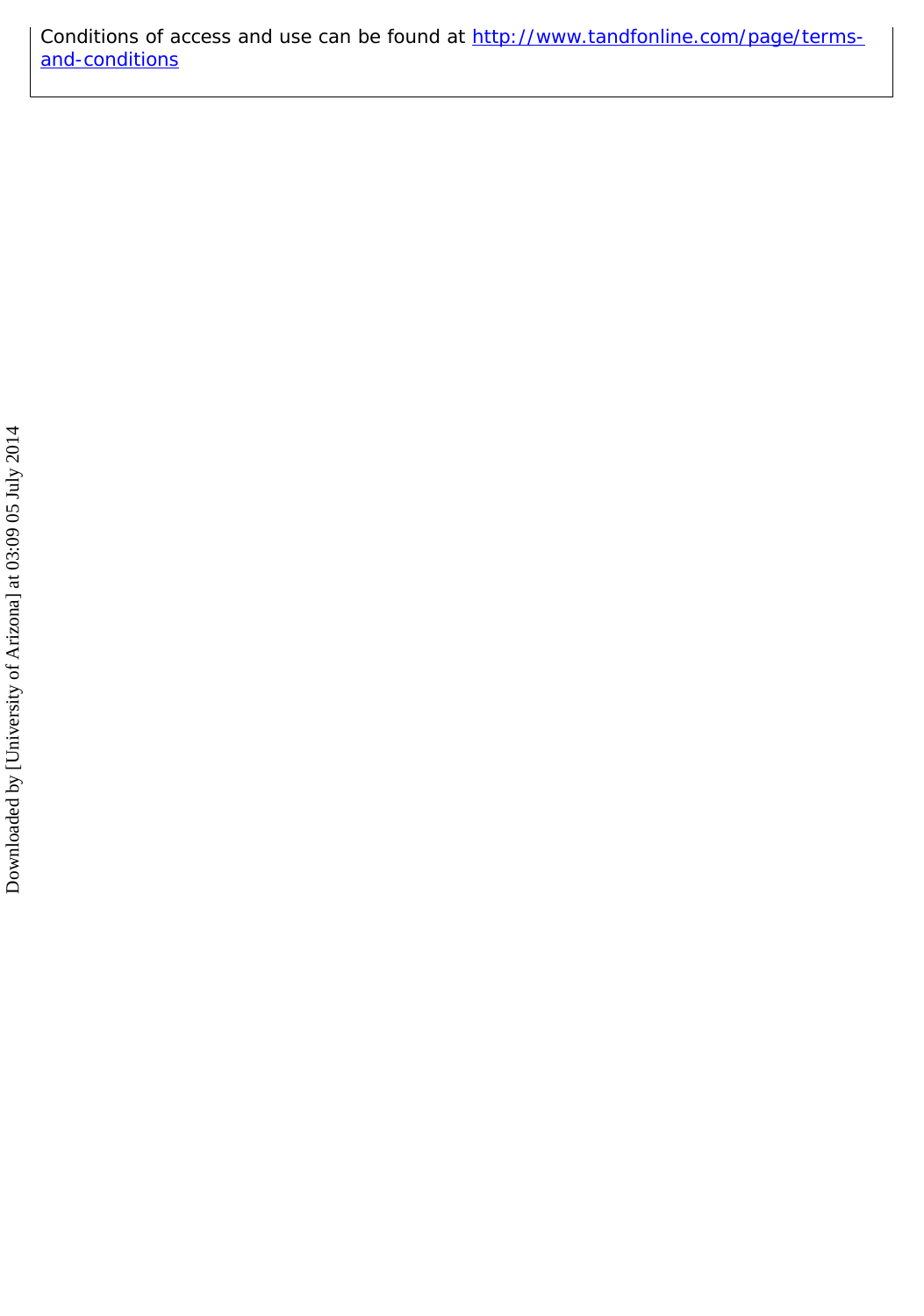Conditions of access and use can be found at http://www.tandfonline.com/page/terms-and-conditions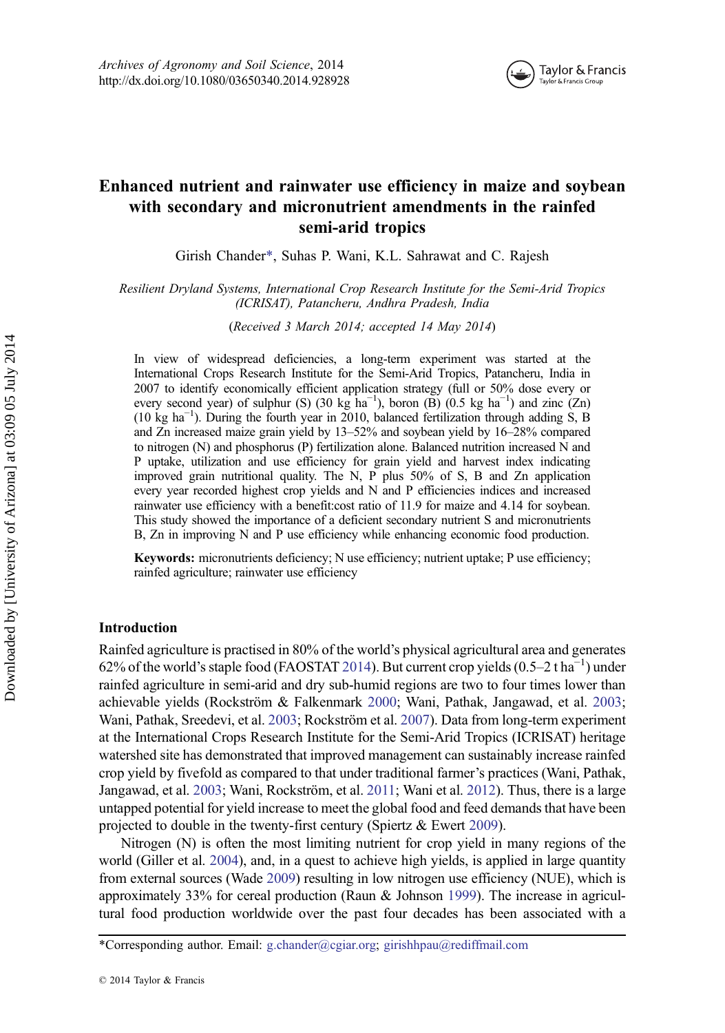# Enhanced nutrient and rainwater use efficiency in maize and soybean with secondary and micronutrient amendments in the rainfed semi-arid tropics

Girish Chander*, Suhas P. Wani, K.L. Sahrawat and C. Rajesh

*Resilient Dryland Systems, International Crop Research Institute for the Semi-Arid Tropics (ICRISAT), Patancheru, Andhra Pradesh, India*

(*Received 3 March 2014; accepted 14 May 2014*)

In view of widespread deficiencies, a long-term experiment was started at the International Crops Research Institute for the Semi-Arid Tropics, Patancheru, India in 2007 to identify economically efficient application strategy (full or 50% dose every or every second year) of sulphur (S) (30 kg $ha^{-1}$), boron (B) (0.5 kg $ha^{-1}$) and zinc (Zn) (10 kg $ha^{-1}$). During the fourth year in 2010, balanced fertilization through adding S, B and Zn increased maize grain yield by 13–52% and soybean yield by 16–28% compared to nitrogen (N) and phosphorus (P) fertilization alone. Balanced nutrition increased N and P uptake, utilization and use efficiency for grain yield and harvest index indicating improved grain nutritional quality. The N, P plus 50% of S, B and Zn application every year recorded highest crop yields and N and P efficiencies indices and increased rainwater use efficiency with a benefit:cost ratio of 11.9 for maize and 4.14 for soybean. This study showed the importance of a deficient secondary nutrient S and micronutrients B, Zn in improving N and P use efficiency while enhancing economic food production.

**Keywords:** micronutrients deficiency; N use efficiency; nutrient uptake; P use efficiency; rainfed agriculture; rainwater use efficiency

## Introduction

Rainfed agriculture is practised in 80% of the world's physical agricultural area and generates 62% of the world's staple food (FAOSTAT 2014). But current crop yields (0.5–2 t $ha^{-1}$) under rainfed agriculture in semi-arid and dry sub-humid regions are two to four times lower than achievable yields (Rockström & Falkenmark 2000; Wani, Pathak, Jangawad, et al. 2003; Wani, Pathak, Sreedevi, et al. 2003; Rockström et al. 2007). Data from long-term experiment at the International Crops Research Institute for the Semi-Arid Tropics (ICRISAT) heritage watershed site has demonstrated that improved management can sustainably increase rainfed crop yield by fivefold as compared to that under traditional farmer's practices (Wani, Pathak, Jangawad, et al. 2003; Wani, Rockström, et al. 2011; Wani et al. 2012). Thus, there is a large untapped potential for yield increase to meet the global food and feed demands that have been projected to double in the twenty-first century (Spiertz & Ewert 2009).

Nitrogen (N) is often the most limiting nutrient for crop yield in many regions of the world (Giller et al. 2004), and, in a quest to achieve high yields, is applied in large quantity from external sources (Wade 2009) resulting in low nitrogen use efficiency (NUE), which is approximately 33% for cereal production (Raun & Johnson 1999). The increase in agricultural food production worldwide over the past four decades has been associated with a

*Corresponding author. Email: g.chander@cgiar.org; girishhpau@rediffmail.com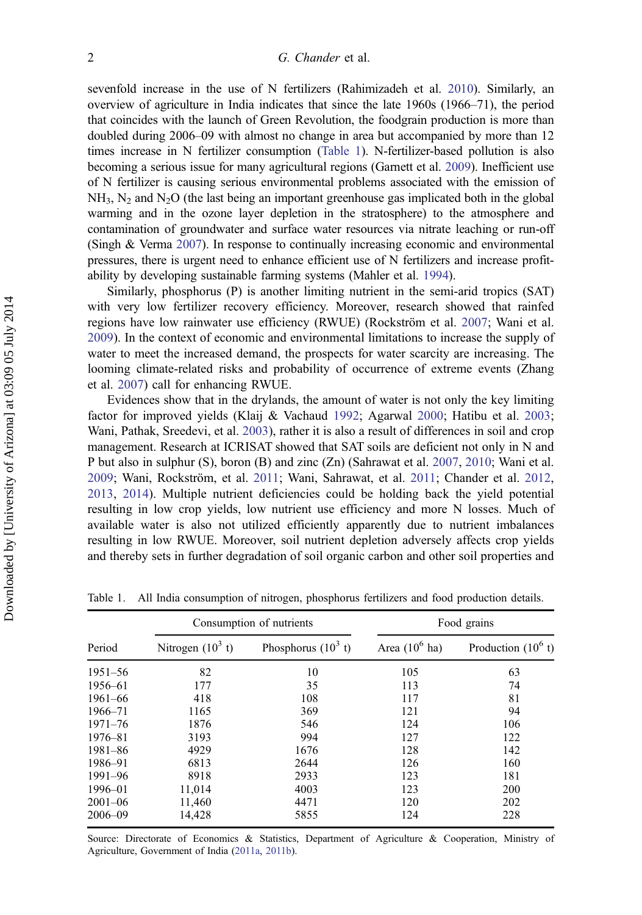sevenfold increase in the use of N fertilizers (Rahimizadeh et al. 2010). Similarly, an overview of agriculture in India indicates that since the late 1960s (1966–71), the period that coincides with the launch of Green Revolution, the foodgrain production is more than doubled during 2006–09 with almost no change in area but accompanied by more than 12 times increase in N fertilizer consumption (Table 1). N-fertilizer-based pollution is also becoming a serious issue for many agricultural regions (Garnett et al. 2009). Inefficient use of N fertilizer is causing serious environmental problems associated with the emission of $NH_3$, $N_2$ and $N_2O$ (the last being an important greenhouse gas implicated both in the global warming and in the ozone layer depletion in the stratosphere) to the atmosphere and contamination of groundwater and surface water resources via nitrate leaching or run-off (Singh & Verma 2007). In response to continually increasing economic and environmental pressures, there is urgent need to enhance efficient use of N fertilizers and increase profitability by developing sustainable farming systems (Mahler et al. 1994).

Similarly, phosphorus (P) is another limiting nutrient in the semi-arid tropics (SAT) with very low fertilizer recovery efficiency. Moreover, research showed that rainfed regions have low rainwater use efficiency (RWUE) (Rockström et al. 2007; Wani et al. 2009). In the context of economic and environmental limitations to increase the supply of water to meet the increased demand, the prospects for water scarcity are increasing. The looming climate-related risks and probability of occurrence of extreme events (Zhang et al. 2007) call for enhancing RWUE.

Evidences show that in the drylands, the amount of water is not only the key limiting factor for improved yields (Klaij & Vachaud 1992; Agarwal 2000; Hatibu et al. 2003; Wani, Pathak, Sreedevi, et al. 2003), rather it is also a result of differences in soil and crop management. Research at ICRISAT showed that SAT soils are deficient not only in N and P but also in sulphur (S), boron (B) and zinc (Zn) (Sahrawat et al. 2007, 2010; Wani et al. 2009; Wani, Rockström, et al. 2011; Wani, Sahrawat, et al. 2011; Chander et al. 2012, 2013, 2014). Multiple nutrient deficiencies could be holding back the yield potential resulting in low crop yields, low nutrient use efficiency and more N losses. Much of available water is also not utilized efficiently apparently due to nutrient imbalances resulting in low RWUE. Moreover, soil nutrient depletion adversely affects crop yields and thereby sets in further degradation of soil organic carbon and other soil properties and

Table 1. All India consumption of nitrogen, phosphorus fertilizers and food production details.

| Period | Consumption of nutrients | | Food grains | |
|---|---|---|---|---|
| | Nitrogen ($10^3$ t) | Phosphorus ($10^3$ t) | Area ($10^6$ ha) | Production ($10^6$ t) |
| 1951–56 | 82 | 10 | 105 | 63 |
| 1956–61 | 177 | 35 | 113 | 74 |
| 1961–66 | 418 | 108 | 117 | 81 |
| 1966–71 | 1165 | 369 | 121 | 94 |
| 1971–76 | 1876 | 546 | 124 | 106 |
| 1976–81 | 3193 | 994 | 127 | 122 |
| 1981–86 | 4929 | 1676 | 128 | 142 |
| 1986–91 | 6813 | 2644 | 126 | 160 |
| 1991–96 | 8918 | 2933 | 123 | 181 |
| 1996–01 | 11,014 | 4003 | 123 | 200 |
| 2001–06 | 11,460 | 4471 | 120 | 202 |
| 2006–09 | 14,428 | 5855 | 124 | 228 |

Source: Directorate of Economics & Statistics, Department of Agriculture & Cooperation, Ministry of Agriculture, Government of India (2011a, 2011b).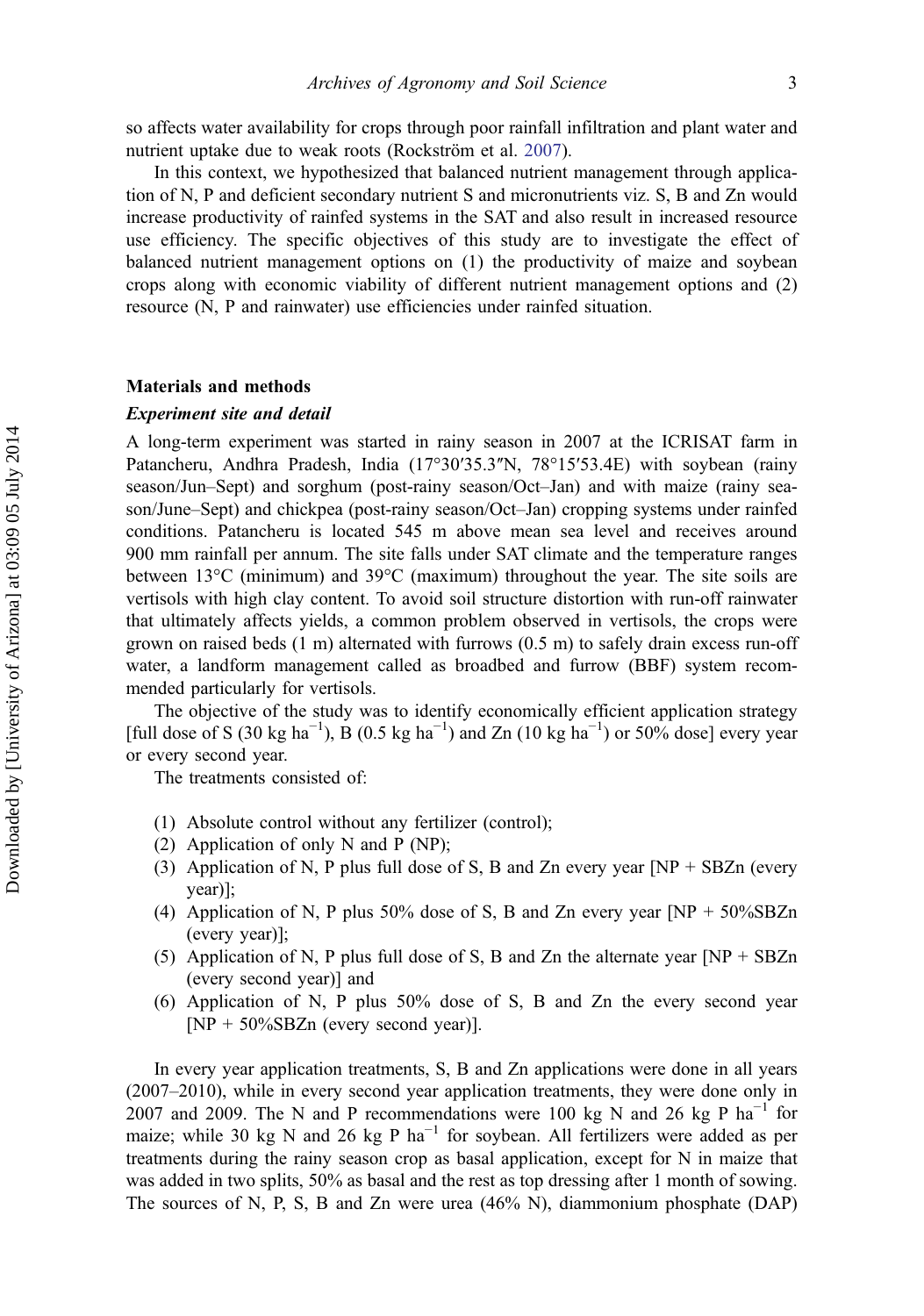so affects water availability for crops through poor rainfall infiltration and plant water and nutrient uptake due to weak roots (Rockström et al. 2007).

In this context, we hypothesized that balanced nutrient management through application of N, P and deficient secondary nutrient S and micronutrients viz. S, B and Zn would increase productivity of rainfed systems in the SAT and also result in increased resource use efficiency. The specific objectives of this study are to investigate the effect of balanced nutrient management options on (1) the productivity of maize and soybean crops along with economic viability of different nutrient management options and (2) resource (N, P and rainwater) use efficiencies under rainfed situation.

## Materials and methods

### *Experiment site and detail*

A long-term experiment was started in rainy season in 2007 at the ICRISAT farm in Patancheru, Andhra Pradesh, India (17°30′35.3″N, 78°15′53.4E) with soybean (rainy season/Jun–Sept) and sorghum (post-rainy season/Oct–Jan) and with maize (rainy season/June–Sept) and chickpea (post-rainy season/Oct–Jan) cropping systems under rainfed conditions. Patancheru is located 545 m above mean sea level and receives around 900 mm rainfall per annum. The site falls under SAT climate and the temperature ranges between 13°C (minimum) and 39°C (maximum) throughout the year. The site soils are vertisols with high clay content. To avoid soil structure distortion with run-off rainwater that ultimately affects yields, a common problem observed in vertisols, the crops were grown on raised beds (1 m) alternated with furrows (0.5 m) to safely drain excess run-off water, a landform management called as broadbed and furrow (BBF) system recommended particularly for vertisols.

The objective of the study was to identify economically efficient application strategy [full dose of S (30 kg ha$^{-1}$), B (0.5 kg ha$^{-1}$) and Zn (10 kg ha$^{-1}$) or 50% dose] every year or every second year.

The treatments consisted of:

(1) Absolute control without any fertilizer (control);
(2) Application of only N and P (NP);
(3) Application of N, P plus full dose of S, B and Zn every year [NP + SBZn (every year)];
(4) Application of N, P plus 50% dose of S, B and Zn every year [NP + 50%SBZn (every year)];
(5) Application of N, P plus full dose of S, B and Zn the alternate year [NP + SBZn (every second year)] and
(6) Application of N, P plus 50% dose of S, B and Zn the every second year [NP + 50%SBZn (every second year)].

In every year application treatments, S, B and Zn applications were done in all years (2007–2010), while in every second year application treatments, they were done only in 2007 and 2009. The N and P recommendations were 100 kg N and 26 kg P ha$^{-1}$ for maize; while 30 kg N and 26 kg P ha$^{-1}$ for soybean. All fertilizers were added as per treatments during the rainy season crop as basal application, except for N in maize that was added in two splits, 50% as basal and the rest as top dressing after 1 month of sowing. The sources of N, P, S, B and Zn were urea (46% N), diammonium phosphate (DAP)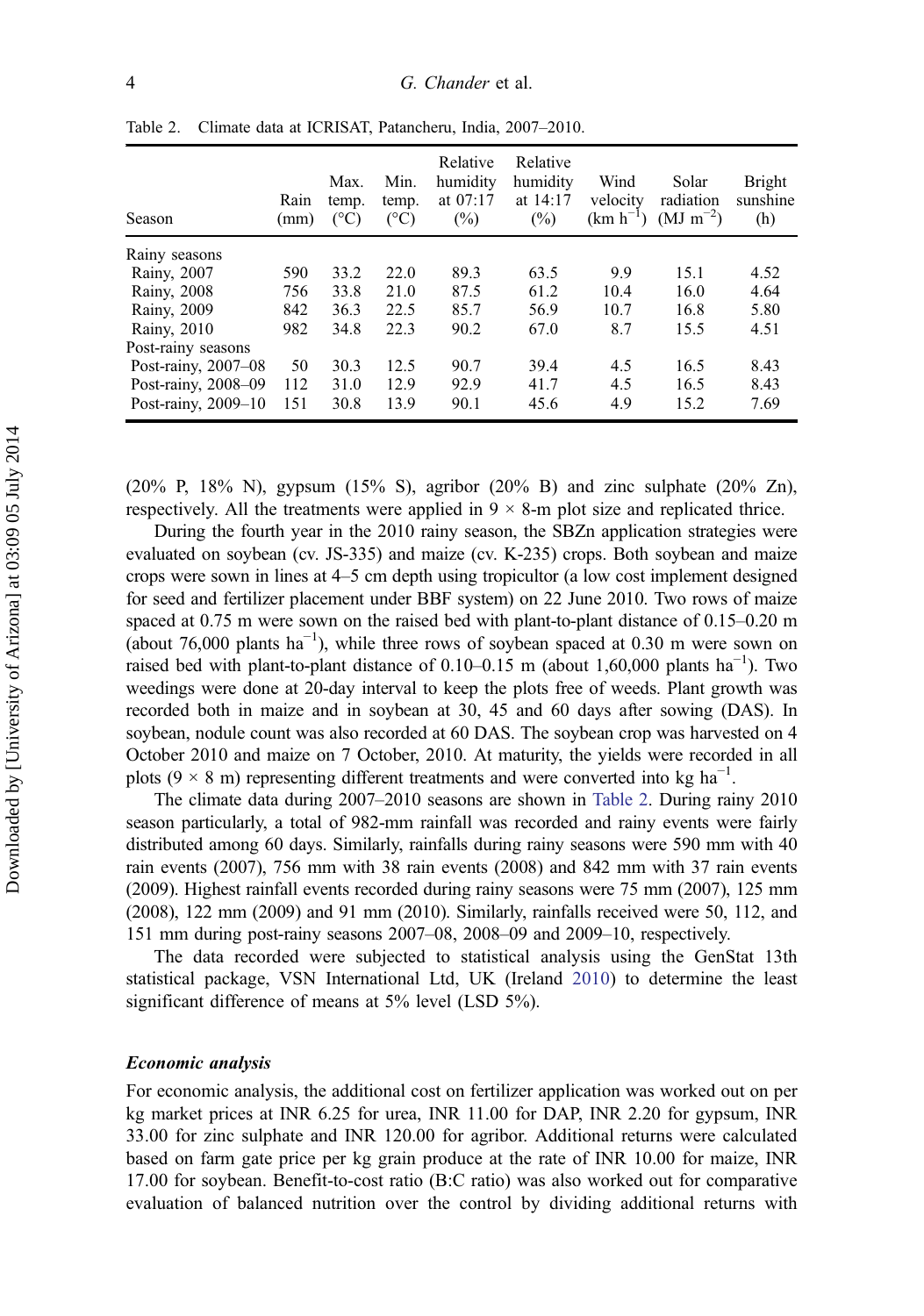Table 2. Climate data at ICRISAT, Patancheru, India, 2007–2010.

| Season | Rain (mm) | Max. temp. (°C) | Min. temp. (°C) | Relative humidity at 07:17 (%) | Relative humidity at 14:17 (%) | Wind velocity (km $h^{-1}$) | Solar radiation (MJ $m^{-2}$) | Bright sunshine (h) |
|---|---|---|---|---|---|---|---|---|
| Rainy seasons | | | | | | | | |
| Rainy, 2007 | 590 | 33.2 | 22.0 | 89.3 | 63.5 | 9.9 | 15.1 | 4.52 |
| Rainy, 2008 | 756 | 33.8 | 21.0 | 87.5 | 61.2 | 10.4 | 16.0 | 4.64 |
| Rainy, 2009 | 842 | 36.3 | 22.5 | 85.7 | 56.9 | 10.7 | 16.8 | 5.80 |
| Rainy, 2010 | 982 | 34.8 | 22.3 | 90.2 | 67.0 | 8.7 | 15.5 | 4.51 |
| Post-rainy seasons | | | | | | | | |
| Post-rainy, 2007–08 | 50 | 30.3 | 12.5 | 90.7 | 39.4 | 4.5 | 16.5 | 8.43 |
| Post-rainy, 2008–09 | 112 | 31.0 | 12.9 | 92.9 | 41.7 | 4.5 | 16.5 | 8.43 |
| Post-rainy, 2009–10 | 151 | 30.8 | 13.9 | 90.1 | 45.6 | 4.9 | 15.2 | 7.69 |

(20% P, 18% N), gypsum (15% S), agribor (20% B) and zinc sulphate (20% Zn), respectively. All the treatments were applied in 9 × 8-m plot size and replicated thrice.

During the fourth year in the 2010 rainy season, the SBZn application strategies were evaluated on soybean (cv. JS-335) and maize (cv. K-235) crops. Both soybean and maize crops were sown in lines at 4–5 cm depth using tropicultor (a low cost implement designed for seed and fertilizer placement under BBF system) on 22 June 2010. Two rows of maize spaced at 0.75 m were sown on the raised bed with plant-to-plant distance of 0.15–0.20 m (about 76,000 plants $ha^{-1}$), while three rows of soybean spaced at 0.30 m were sown on raised bed with plant-to-plant distance of 0.10–0.15 m (about 1,60,000 plants $ha^{-1}$). Two weedings were done at 20-day interval to keep the plots free of weeds. Plant growth was recorded both in maize and in soybean at 30, 45 and 60 days after sowing (DAS). In soybean, nodule count was also recorded at 60 DAS. The soybean crop was harvested on 4 October 2010 and maize on 7 October, 2010. At maturity, the yields were recorded in all plots (9 × 8 m) representing different treatments and were converted into kg $ha^{-1}$.

The climate data during 2007–2010 seasons are shown in Table 2. During rainy 2010 season particularly, a total of 982-mm rainfall was recorded and rainy events were fairly distributed among 60 days. Similarly, rainfalls during rainy seasons were 590 mm with 40 rain events (2007), 756 mm with 38 rain events (2008) and 842 mm with 37 rain events (2009). Highest rainfall events recorded during rainy seasons were 75 mm (2007), 125 mm (2008), 122 mm (2009) and 91 mm (2010). Similarly, rainfalls received were 50, 112, and 151 mm during post-rainy seasons 2007–08, 2008–09 and 2009–10, respectively.

The data recorded were subjected to statistical analysis using the GenStat 13th statistical package, VSN International Ltd, UK (Ireland 2010) to determine the least significant difference of means at 5% level (LSD 5%).

### *Economic analysis*

For economic analysis, the additional cost on fertilizer application was worked out on per kg market prices at INR 6.25 for urea, INR 11.00 for DAP, INR 2.20 for gypsum, INR 33.00 for zinc sulphate and INR 120.00 for agribor. Additional returns were calculated based on farm gate price per kg grain produce at the rate of INR 10.00 for maize, INR 17.00 for soybean. Benefit-to-cost ratio (B:C ratio) was also worked out for comparative evaluation of balanced nutrition over the control by dividing additional returns with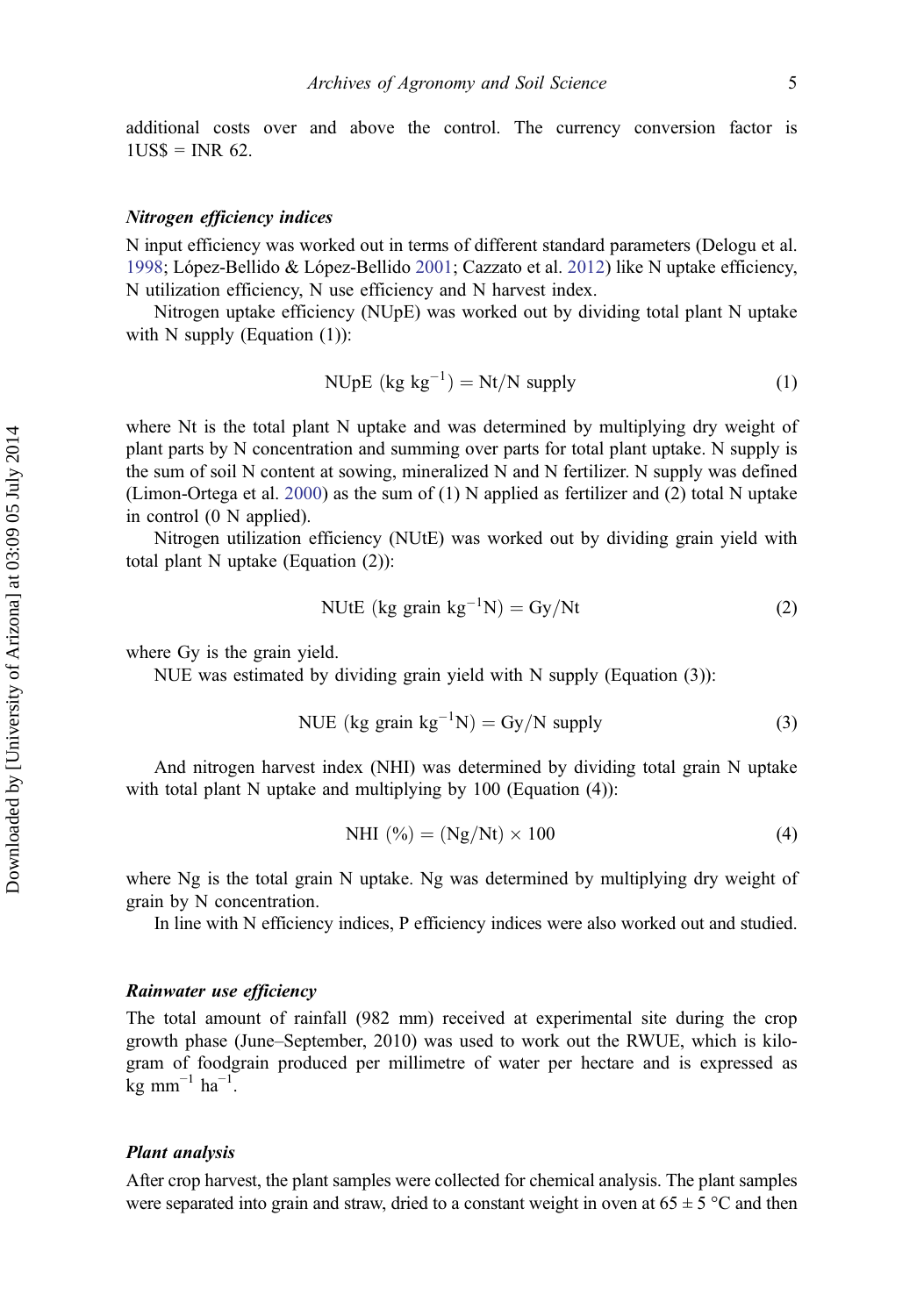additional costs over and above the control. The currency conversion factor is 1US$ = INR 62.

### *Nitrogen efficiency indices*

N input efficiency was worked out in terms of different standard parameters (Delogu et al. 1998; López-Bellido & López-Bellido 2001; Cazzato et al. 2012) like N uptake efficiency, N utilization efficiency, N use efficiency and N harvest index.

Nitrogen uptake efficiency (NUpE) was worked out by dividing total plant N uptake with N supply (Equation (1)):

$$\text{NUpE (kg kg}^{-1}\text{)} = \text{Nt/N supply} \tag{1}$$

where Nt is the total plant N uptake and was determined by multiplying dry weight of plant parts by N concentration and summing over parts for total plant uptake. N supply is the sum of soil N content at sowing, mineralized N and N fertilizer. N supply was defined (Limon-Ortega et al. 2000) as the sum of (1) N applied as fertilizer and (2) total N uptake in control (0 N applied).

Nitrogen utilization efficiency (NUtE) was worked out by dividing grain yield with total plant N uptake (Equation (2)):

$$\text{NUtE (kg grain kg}^{-1}\text{N)} = \text{Gy/Nt} \tag{2}$$

where Gy is the grain yield.

NUE was estimated by dividing grain yield with N supply (Equation (3)):

$$\text{NUE (kg grain kg}^{-1}\text{N)} = \text{Gy/N supply} \tag{3}$$

And nitrogen harvest index (NHI) was determined by dividing total grain N uptake with total plant N uptake and multiplying by 100 (Equation (4)):

$$\text{NHI (\%)} = (\text{Ng/Nt}) \times 100 \tag{4}$$

where Ng is the total grain N uptake. Ng was determined by multiplying dry weight of grain by N concentration.

In line with N efficiency indices, P efficiency indices were also worked out and studied.

### *Rainwater use efficiency*

The total amount of rainfall (982 mm) received at experimental site during the crop growth phase (June–September, 2010) was used to work out the RWUE, which is kilogram of foodgrain produced per millimetre of water per hectare and is expressed as kg $mm^{-1}$ $ha^{-1}$.

### *Plant analysis*

After crop harvest, the plant samples were collected for chemical analysis. The plant samples were separated into grain and straw, dried to a constant weight in oven at 65 ± 5 °C and then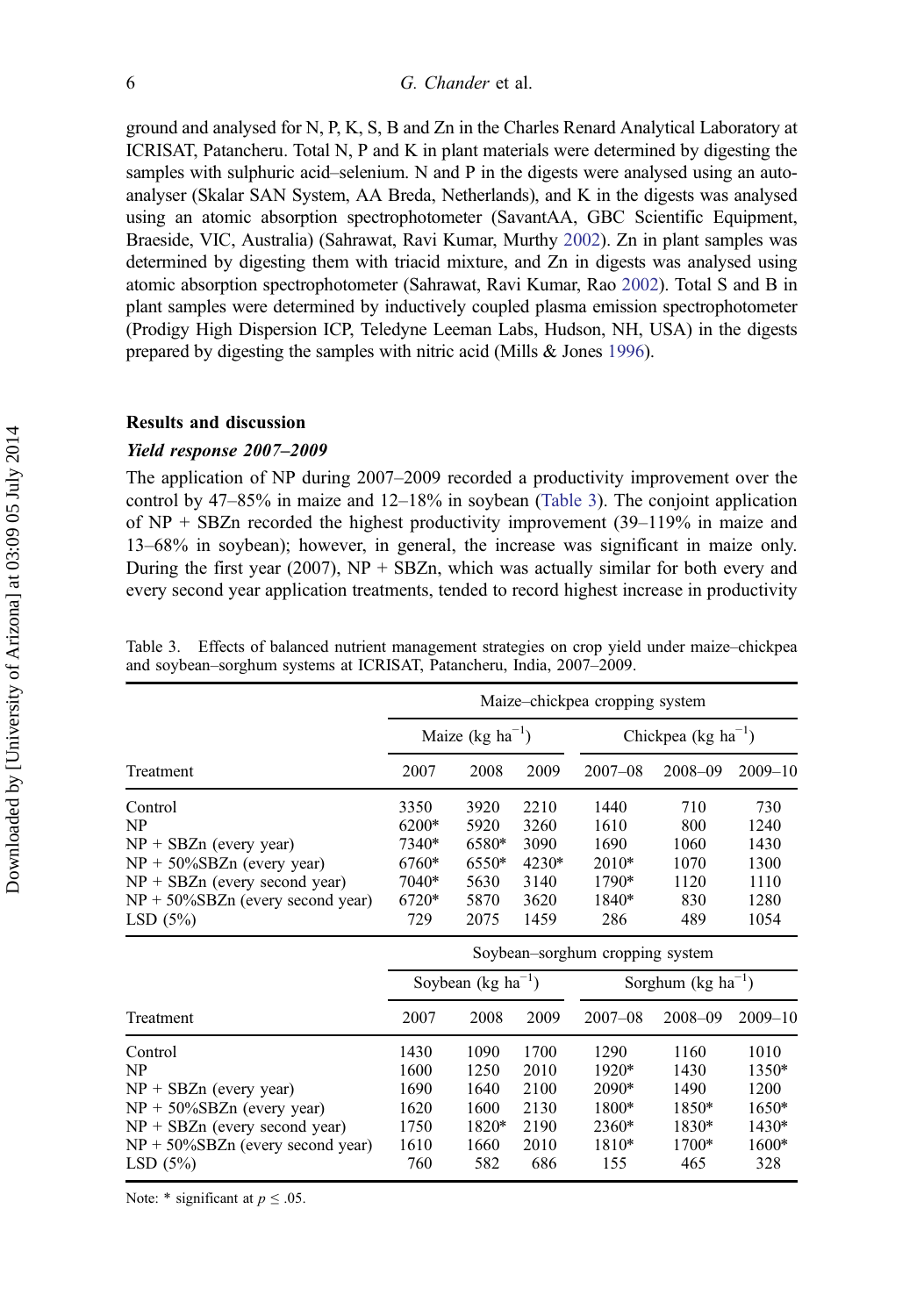ground and analysed for N, P, K, S, B and Zn in the Charles Renard Analytical Laboratory at ICRISAT, Patancheru. Total N, P and K in plant materials were determined by digesting the samples with sulphuric acid–selenium. N and P in the digests were analysed using an auto-analyser (Skalar SAN System, AA Breda, Netherlands), and K in the digests was analysed using an atomic absorption spectrophotometer (SavantAA, GBC Scientific Equipment, Braeside, VIC, Australia) (Sahrawat, Ravi Kumar, Murthy 2002). Zn in plant samples was determined by digesting them with triacid mixture, and Zn in digests was analysed using atomic absorption spectrophotometer (Sahrawat, Ravi Kumar, Rao 2002). Total S and B in plant samples were determined by inductively coupled plasma emission spectrophotometer (Prodigy High Dispersion ICP, Teledyne Leeman Labs, Hudson, NH, USA) in the digests prepared by digesting the samples with nitric acid (Mills & Jones 1996).

## Results and discussion

### *Yield response 2007–2009*

The application of NP during 2007–2009 recorded a productivity improvement over the control by 47–85% in maize and 12–18% in soybean (Table 3). The conjoint application of NP + SBZn recorded the highest productivity improvement (39–119% in maize and 13–68% in soybean); however, in general, the increase was significant in maize only. During the first year (2007), NP + SBZn, which was actually similar for both every and every second year application treatments, tended to record highest increase in productivity

Table 3. Effects of balanced nutrient management strategies on crop yield under maize–chickpea and soybean–sorghum systems at ICRISAT, Patancheru, India, 2007–2009.

| | Maize–chickpea cropping system | | | | | |
|---|---|---|---|---|---|---|
| | Maize (kg ha$^{-1}$) | | | Chickpea (kg ha$^{-1}$) | | |
| Treatment | 2007 | 2008 | 2009 | 2007–08 | 2008–09 | 2009–10 |
| Control | 3350 | 3920 | 2210 | 1440 | 710 | 730 |
| NP | 6200* | 5920 | 3260 | 1610 | 800 | 1240 |
| NP + SBZn (every year) | 7340* | 6580* | 3090 | 1690 | 1060 | 1430 |
| NP + 50%SBZn (every year) | 6760* | 6550* | 4230* | 2010* | 1070 | 1300 |
| NP + SBZn (every second year) | 7040* | 5630 | 3140 | 1790* | 1120 | 1110 |
| NP + 50%SBZn (every second year) | 6720* | 5870 | 3620 | 1840* | 830 | 1280 |
| LSD (5%) | 729 | 2075 | 1459 | 286 | 489 | 1054 |
| | **Soybean–sorghum cropping system** | | | | | |
| | Soybean (kg ha$^{-1}$) | | | Sorghum (kg ha$^{-1}$) | | |
| Treatment | 2007 | 2008 | 2009 | 2007–08 | 2008–09 | 2009–10 |
| Control | 1430 | 1090 | 1700 | 1290 | 1160 | 1010 |
| NP | 1600 | 1250 | 2010 | 1920* | 1430 | 1350* |
| NP + SBZn (every year) | 1690 | 1640 | 2100 | 2090* | 1490 | 1200 |
| NP + 50%SBZn (every year) | 1620 | 1600 | 2130 | 1800* | 1850* | 1650* |
| NP + SBZn (every second year) | 1750 | 1820* | 2190 | 2360* | 1830* | 1430* |
| NP + 50%SBZn (every second year) | 1610 | 1660 | 2010 | 1810* | 1700* | 1600* |
| LSD (5%) | 760 | 582 | 686 | 155 | 465 | 328 |

Note: * significant at $p \leq .05$.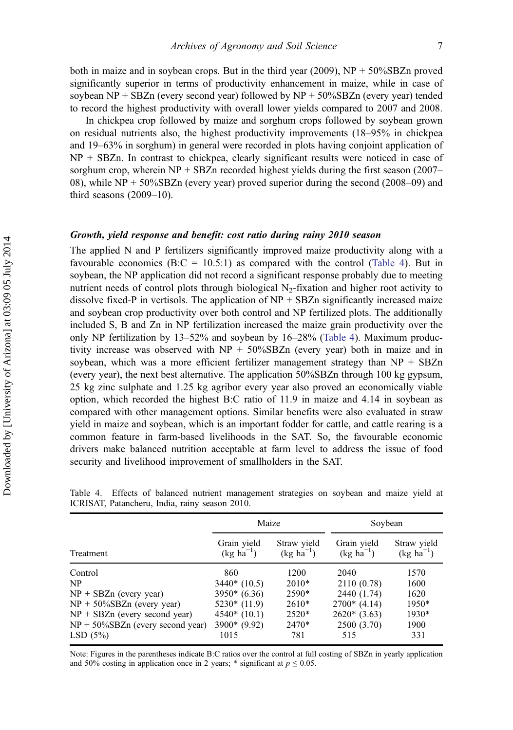both in maize and in soybean crops. But in the third year (2009), NP + 50%SBZn proved significantly superior in terms of productivity enhancement in maize, while in case of soybean NP + SBZn (every second year) followed by NP + 50%SBZn (every year) tended to record the highest productivity with overall lower yields compared to 2007 and 2008.

In chickpea crop followed by maize and sorghum crops followed by soybean grown on residual nutrients also, the highest productivity improvements (18–95% in chickpea and 19–63% in sorghum) in general were recorded in plots having conjoint application of NP + SBZn. In contrast to chickpea, clearly significant results were noticed in case of sorghum crop, wherein NP + SBZn recorded highest yields during the first season (2007–08), while NP + 50%SBZn (every year) proved superior during the second (2008–09) and third seasons (2009–10).

### *Growth, yield response and benefit: cost ratio during rainy 2010 season*

The applied N and P fertilizers significantly improved maize productivity along with a favourable economics (B:C = 10.5:1) as compared with the control (Table 4). But in soybean, the NP application did not record a significant response probably due to meeting nutrient needs of control plots through biological $N_2$-fixation and higher root activity to dissolve fixed-P in vertisols. The application of NP + SBZn significantly increased maize and soybean crop productivity over both control and NP fertilized plots. The additionally included S, B and Zn in NP fertilization increased the maize grain productivity over the only NP fertilization by 13–52% and soybean by 16–28% (Table 4). Maximum productivity increase was observed with NP + 50%SBZn (every year) both in maize and in soybean, which was a more efficient fertilizer management strategy than NP + SBZn (every year), the next best alternative. The application 50%SBZn through 100 kg gypsum, 25 kg zinc sulphate and 1.25 kg agribor every year also proved an economically viable option, which recorded the highest B:C ratio of 11.9 in maize and 4.14 in soybean as compared with other management options. Similar benefits were also evaluated in straw yield in maize and soybean, which is an important fodder for cattle, and cattle rearing is a common feature in farm-based livelihoods in the SAT. So, the favourable economic drivers make balanced nutrition acceptable at farm level to address the issue of food security and livelihood improvement of smallholders in the SAT.

Table 4. Effects of balanced nutrient management strategies on soybean and maize yield at ICRISAT, Patancheru, India, rainy season 2010.

| | Maize | | Soybean | |
|---|---|---|---|---|
| Treatment | Grain yield (kg ha$^{-1}$) | Straw yield (kg ha$^{-1}$) | Grain yield (kg ha$^{-1}$) | Straw yield (kg ha$^{-1}$) |
| Control | 860 | 1200 | 2040 | 1570 |
| NP | 3440* (10.5) | 2010* | 2110 (0.78) | 1600 |
| NP + SBZn (every year) | 3950* (6.36) | 2590* | 2440 (1.74) | 1620 |
| NP + 50%SBZn (every year) | 5230* (11.9) | 2610* | 2700* (4.14) | 1950* |
| NP + SBZn (every second year) | 4540* (10.1) | 2520* | 2620* (3.63) | 1930* |
| NP + 50%SBZn (every second year) | 3900* (9.92) | 2470* | 2500 (3.70) | 1900 |
| LSD (5%) | 1015 | 781 | 515 | 331 |

Note: Figures in the parentheses indicate B:C ratios over the control at full costing of SBZn in yearly application and 50% costing in application once in 2 years; * significant at $p \leq 0.05$.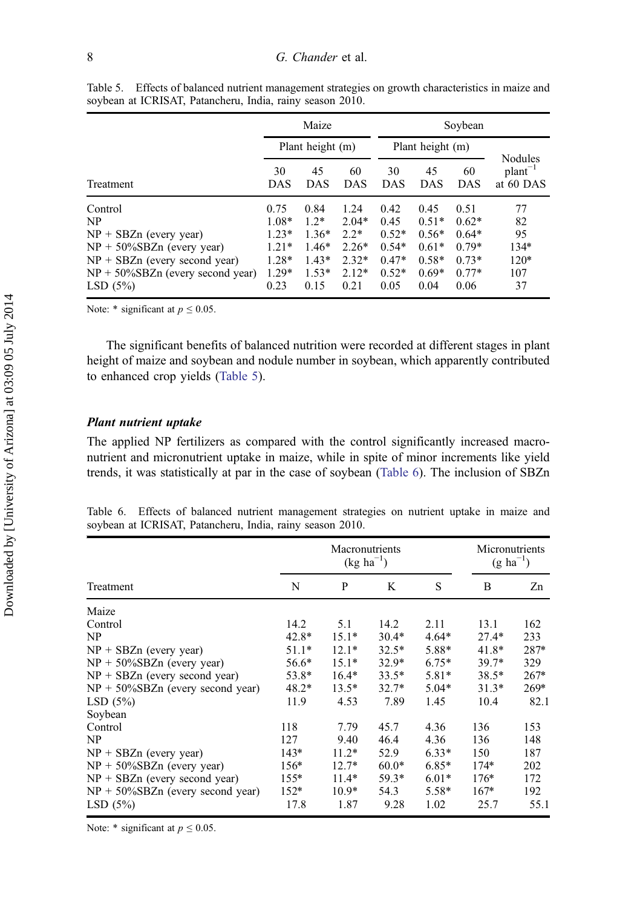Table 5. Effects of balanced nutrient management strategies on growth characteristics in maize and soybean at ICRISAT, Patancheru, India, rainy season 2010.

| | Maize | | | Soybean | | | |
|---|---|---|---|---|---|---|---|
| | Plant height (m) | | | Plant height (m) | | | Nodules $plant^{-1}$ at 60 DAS |
| Treatment | 30 DAS | 45 DAS | 60 DAS | 30 DAS | 45 DAS | 60 DAS | |
| Control | 0.75 | 0.84 | 1.24 | 0.42 | 0.45 | 0.51 | 77 |
| NP | 1.08* | 1.2* | 2.04* | 0.45 | 0.51* | 0.62* | 82 |
| NP + SBZn (every year) | 1.23* | 1.36* | 2.2* | 0.52* | 0.56* | 0.64* | 95 |
| NP + 50%SBZn (every year) | 1.21* | 1.46* | 2.26* | 0.54* | 0.61* | 0.79* | 134* |
| NP + SBZn (every second year) | 1.28* | 1.43* | 2.32* | 0.47* | 0.58* | 0.73* | 120* |
| NP + 50%SBZn (every second year) | 1.29* | 1.53* | 2.12* | 0.52* | 0.69* | 0.77* | 107 |
| LSD (5%) | 0.23 | 0.15 | 0.21 | 0.05 | 0.04 | 0.06 | 37 |

Note: * significant at $p \leq 0.05$.

The significant benefits of balanced nutrition were recorded at different stages in plant height of maize and soybean and nodule number in soybean, which apparently contributed to enhanced crop yields (Table 5).

### *Plant nutrient uptake*

The applied NP fertilizers as compared with the control significantly increased macronutrient and micronutrient uptake in maize, while in spite of minor increments like yield trends, it was statistically at par in the case of soybean (Table 6). The inclusion of SBZn

Table 6. Effects of balanced nutrient management strategies on nutrient uptake in maize and soybean at ICRISAT, Patancheru, India, rainy season 2010.

| | Macronutrients ($kg\ ha^{-1}$) | | | | Micronutrients ($g\ ha^{-1}$) | |
|---|---|---|---|---|---|---|
| Treatment | N | P | K | S | B | Zn |
| Maize | | | | | | |
| Control | 14.2 | 5.1 | 14.2 | 2.11 | 13.1 | 162 |
| NP | 42.8* | 15.1* | 30.4* | 4.64* | 27.4* | 233 |
| NP + SBZn (every year) | 51.1* | 12.1* | 32.5* | 5.88* | 41.8* | 287* |
| NP + 50%SBZn (every year) | 56.6* | 15.1* | 32.9* | 6.75* | 39.7* | 329 |
| NP + SBZn (every second year) | 53.8* | 16.4* | 33.5* | 5.81* | 38.5* | 267* |
| NP + 50%SBZn (every second year) | 48.2* | 13.5* | 32.7* | 5.04* | 31.3* | 269* |
| LSD (5%) | 11.9 | 4.53 | 7.89 | 1.45 | 10.4 | 82.1 |
| Soybean | | | | | | |
| Control | 118 | 7.79 | 45.7 | 4.36 | 136 | 153 |
| NP | 127 | 9.40 | 46.4 | 4.36 | 136 | 148 |
| NP + SBZn (every year) | 143* | 11.2* | 52.9 | 6.33* | 150 | 187 |
| NP + 50%SBZn (every year) | 156* | 12.7* | 60.0* | 6.85* | 174* | 202 |
| NP + SBZn (every second year) | 155* | 11.4* | 59.3* | 6.01* | 176* | 172 |
| NP + 50%SBZn (every second year) | 152* | 10.9* | 54.3 | 5.58* | 167* | 192 |
| LSD (5%) | 17.8 | 1.87 | 9.28 | 1.02 | 25.7 | 55.1 |

Note: * significant at $p \leq 0.05$.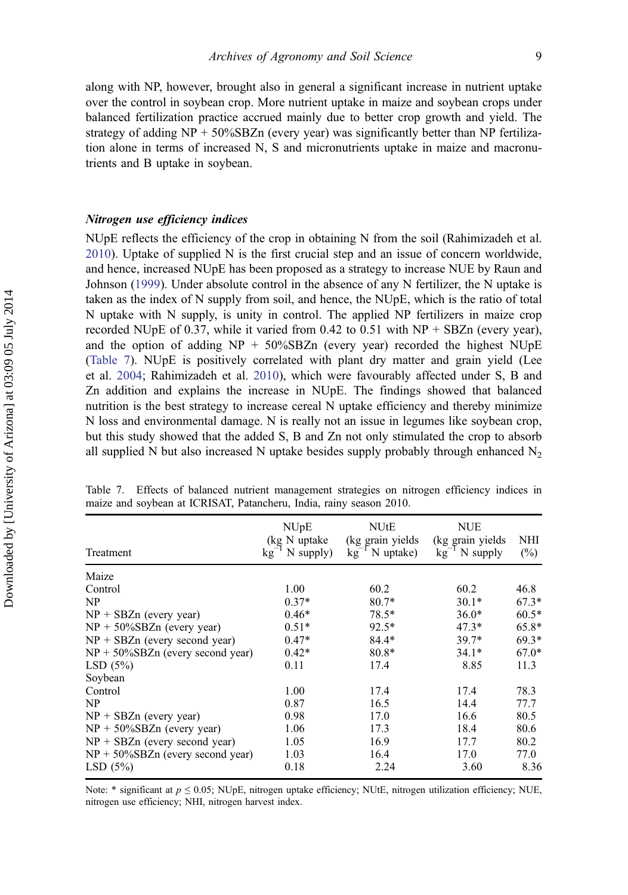along with NP, however, brought also in general a significant increase in nutrient uptake over the control in soybean crop. More nutrient uptake in maize and soybean crops under balanced fertilization practice accrued mainly due to better crop growth and yield. The strategy of adding NP + 50%SBZn (every year) was significantly better than NP fertilization alone in terms of increased N, S and micronutrients uptake in maize and macronutrients and B uptake in soybean.

### *Nitrogen use efficiency indices*

NUpE reflects the efficiency of the crop in obtaining N from the soil (Rahimizadeh et al. 2010). Uptake of supplied N is the first crucial step and an issue of concern worldwide, and hence, increased NUpE has been proposed as a strategy to increase NUE by Raun and Johnson (1999). Under absolute control in the absence of any N fertilizer, the N uptake is taken as the index of N supply from soil, and hence, the NUpE, which is the ratio of total N uptake with N supply, is unity in control. The applied NP fertilizers in maize crop recorded NUpE of 0.37, while it varied from 0.42 to 0.51 with NP + SBZn (every year), and the option of adding NP + 50%SBZn (every year) recorded the highest NUpE (Table 7). NUpE is positively correlated with plant dry matter and grain yield (Lee et al. 2004; Rahimizadeh et al. 2010), which were favourably affected under S, B and Zn addition and explains the increase in NUpE. The findings showed that balanced nutrition is the best strategy to increase cereal N uptake efficiency and thereby minimize N loss and environmental damage. N is really not an issue in legumes like soybean crop, but this study showed that the added S, B and Zn not only stimulated the crop to absorb all supplied N but also increased N uptake besides supply probably through enhanced $N_2$

Table 7. Effects of balanced nutrient management strategies on nitrogen efficiency indices in maize and soybean at ICRISAT, Patancheru, India, rainy season 2010.

| Treatment | NUpE (kg N uptake kg$^{-1}$ N supply) | NUtE (kg grain yields kg$^{-1}$ N uptake) | NUE (kg grain yields kg$^{-1}$ N supply | NHI (%) |
|---|---|---|---|---|
| Maize | | | | |
| Control | 1.00 | 60.2 | 60.2 | 46.8 |
| NP | 0.37* | 80.7* | 30.1* | 67.3* |
| NP + SBZn (every year) | 0.46* | 78.5* | 36.0* | 60.5* |
| NP + 50%SBZn (every year) | 0.51* | 92.5* | 47.3* | 65.8* |
| NP + SBZn (every second year) | 0.47* | 84.4* | 39.7* | 69.3* |
| NP + 50%SBZn (every second year) | 0.42* | 80.8* | 34.1* | 67.0* |
| LSD (5%) | 0.11 | 17.4 | 8.85 | 11.3 |
| Soybean | | | | |
| Control | 1.00 | 17.4 | 17.4 | 78.3 |
| NP | 0.87 | 16.5 | 14.4 | 77.7 |
| NP + SBZn (every year) | 0.98 | 17.0 | 16.6 | 80.5 |
| NP + 50%SBZn (every year) | 1.06 | 17.3 | 18.4 | 80.6 |
| NP + SBZn (every second year) | 1.05 | 16.9 | 17.7 | 80.2 |
| NP + 50%SBZn (every second year) | 1.03 | 16.4 | 17.0 | 77.0 |
| LSD (5%) | 0.18 | 2.24 | 3.60 | 8.36 |

Note: * significant at $p \leq 0.05$; NUpE, nitrogen uptake efficiency; NUtE, nitrogen utilization efficiency; NUE, nitrogen use efficiency; NHI, nitrogen harvest index.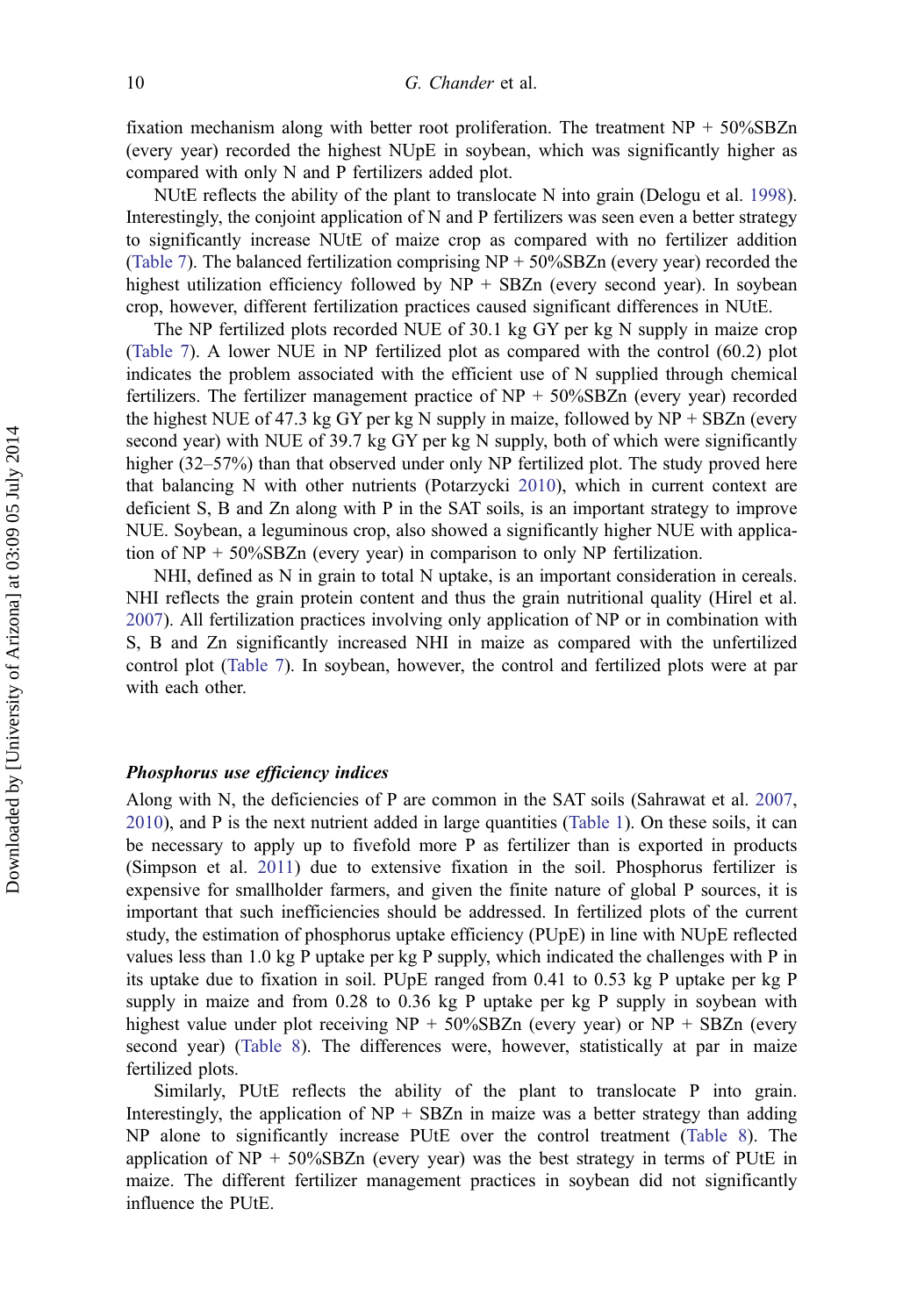fixation mechanism along with better root proliferation. The treatment NP + 50%SBZn (every year) recorded the highest NUpE in soybean, which was significantly higher as compared with only N and P fertilizers added plot.

NUtE reflects the ability of the plant to translocate N into grain (Delogu et al. 1998). Interestingly, the conjoint application of N and P fertilizers was seen even a better strategy to significantly increase NUtE of maize crop as compared with no fertilizer addition (Table 7). The balanced fertilization comprising NP + 50%SBZn (every year) recorded the highest utilization efficiency followed by NP + SBZn (every second year). In soybean crop, however, different fertilization practices caused significant differences in NUtE.

The NP fertilized plots recorded NUE of 30.1 kg GY per kg N supply in maize crop (Table 7). A lower NUE in NP fertilized plot as compared with the control (60.2) plot indicates the problem associated with the efficient use of N supplied through chemical fertilizers. The fertilizer management practice of NP + 50%SBZn (every year) recorded the highest NUE of 47.3 kg GY per kg N supply in maize, followed by NP + SBZn (every second year) with NUE of 39.7 kg GY per kg N supply, both of which were significantly higher (32–57%) than that observed under only NP fertilized plot. The study proved here that balancing N with other nutrients (Potarzycki 2010), which in current context are deficient S, B and Zn along with P in the SAT soils, is an important strategy to improve NUE. Soybean, a leguminous crop, also showed a significantly higher NUE with application of NP + 50%SBZn (every year) in comparison to only NP fertilization.

NHI, defined as N in grain to total N uptake, is an important consideration in cereals. NHI reflects the grain protein content and thus the grain nutritional quality (Hirel et al. 2007). All fertilization practices involving only application of NP or in combination with S, B and Zn significantly increased NHI in maize as compared with the unfertilized control plot (Table 7). In soybean, however, the control and fertilized plots were at par with each other.

### *Phosphorus use efficiency indices*

Along with N, the deficiencies of P are common in the SAT soils (Sahrawat et al. 2007, 2010), and P is the next nutrient added in large quantities (Table 1). On these soils, it can be necessary to apply up to fivefold more P as fertilizer than is exported in products (Simpson et al. 2011) due to extensive fixation in the soil. Phosphorus fertilizer is expensive for smallholder farmers, and given the finite nature of global P sources, it is important that such inefficiencies should be addressed. In fertilized plots of the current study, the estimation of phosphorus uptake efficiency (PUpE) in line with NUpE reflected values less than 1.0 kg P uptake per kg P supply, which indicated the challenges with P in its uptake due to fixation in soil. PUpE ranged from 0.41 to 0.53 kg P uptake per kg P supply in maize and from 0.28 to 0.36 kg P uptake per kg P supply in soybean with highest value under plot receiving NP + 50%SBZn (every year) or NP + SBZn (every second year) (Table 8). The differences were, however, statistically at par in maize fertilized plots.

Similarly, PUtE reflects the ability of the plant to translocate P into grain. Interestingly, the application of NP + SBZn in maize was a better strategy than adding NP alone to significantly increase PUtE over the control treatment (Table 8). The application of NP + 50%SBZn (every year) was the best strategy in terms of PUtE in maize. The different fertilizer management practices in soybean did not significantly influence the PUtE.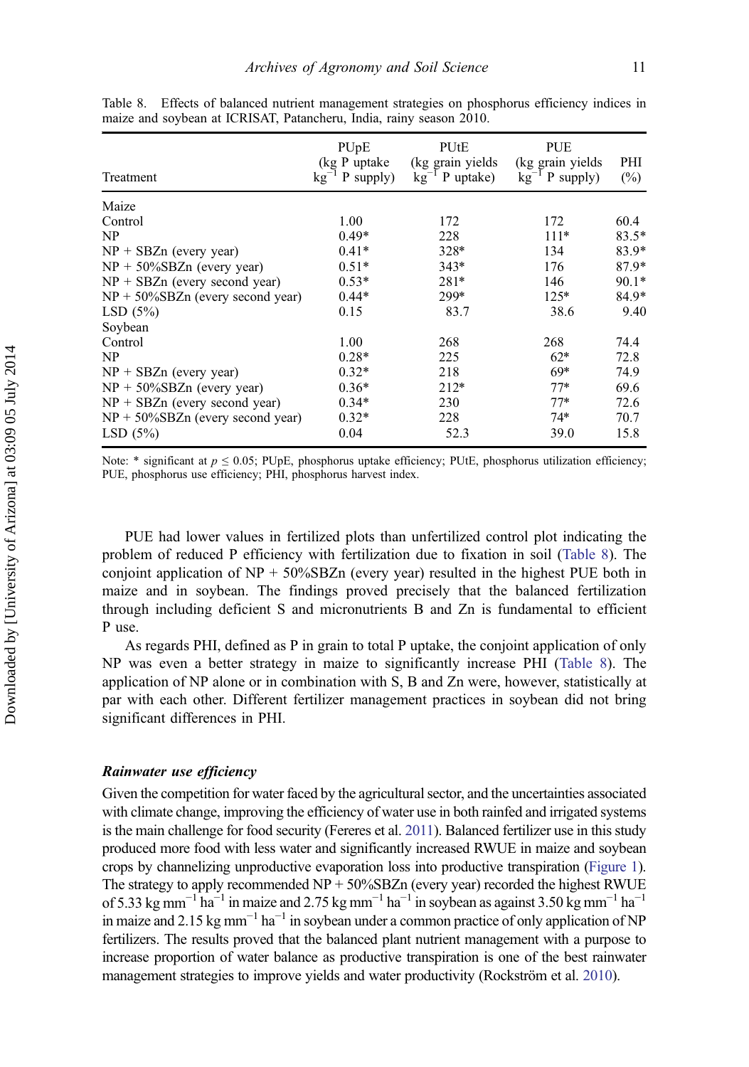Table 8. Effects of balanced nutrient management strategies on phosphorus efficiency indices in maize and soybean at ICRISAT, Patancheru, India, rainy season 2010.

| Treatment | PUpE (kg P uptake $kg^{-1}$ P supply) | PUtE (kg grain yields $kg^{-1}$ P uptake) | PUE (kg grain yields $kg^{-1}$ P supply) | PHI (%) |
|---|---|---|---|---|
| Maize | | | | |
| Control | 1.00 | 172 | 172 | 60.4 |
| NP | 0.49* | 228 | 111* | 83.5* |
| NP + SBZn (every year) | 0.41* | 328* | 134 | 83.9* |
| NP + 50%SBZn (every year) | 0.51* | 343* | 176 | 87.9* |
| NP + SBZn (every second year) | 0.53* | 281* | 146 | 90.1* |
| NP + 50%SBZn (every second year) | 0.44* | 299* | 125* | 84.9* |
| LSD (5%) | 0.15 | 83.7 | 38.6 | 9.40 |
| Soybean | | | | |
| Control | 1.00 | 268 | 268 | 74.4 |
| NP | 0.28* | 225 | 62* | 72.8 |
| NP + SBZn (every year) | 0.32* | 218 | 69* | 74.9 |
| NP + 50%SBZn (every year) | 0.36* | 212* | 77* | 69.6 |
| NP + SBZn (every second year) | 0.34* | 230 | 77* | 72.6 |
| NP + 50%SBZn (every second year) | 0.32* | 228 | 74* | 70.7 |
| LSD (5%) | 0.04 | 52.3 | 39.0 | 15.8 |

Note: * significant at $p \leq 0.05$; PUpE, phosphorus uptake efficiency; PUtE, phosphorus utilization efficiency; PUE, phosphorus use efficiency; PHI, phosphorus harvest index.

PUE had lower values in fertilized plots than unfertilized control plot indicating the problem of reduced P efficiency with fertilization due to fixation in soil (Table 8). The conjoint application of NP + 50%SBZn (every year) resulted in the highest PUE both in maize and in soybean. The findings proved precisely that the balanced fertilization through including deficient S and micronutrients B and Zn is fundamental to efficient P use.

As regards PHI, defined as P in grain to total P uptake, the conjoint application of only NP was even a better strategy in maize to significantly increase PHI (Table 8). The application of NP alone or in combination with S, B and Zn were, however, statistically at par with each other. Different fertilizer management practices in soybean did not bring significant differences in PHI.

#### *Rainwater use efficiency*

Given the competition for water faced by the agricultural sector, and the uncertainties associated with climate change, improving the efficiency of water use in both rainfed and irrigated systems is the main challenge for food security (Fereres et al. 2011). Balanced fertilizer use in this study produced more food with less water and significantly increased RWUE in maize and soybean crops by channelizing unproductive evaporation loss into productive transpiration (Figure 1). The strategy to apply recommended NP + 50%SBZn (every year) recorded the highest RWUE of 5.33 kg $mm^{-1}$ $ha^{-1}$ in maize and 2.75 kg $mm^{-1}$ $ha^{-1}$ in soybean as against 3.50 kg $mm^{-1}$ $ha^{-1}$ in maize and 2.15 kg $mm^{-1}$ $ha^{-1}$ in soybean under a common practice of only application of NP fertilizers. The results proved that the balanced plant nutrient management with a purpose to increase proportion of water balance as productive transpiration is one of the best rainwater management strategies to improve yields and water productivity (Rockström et al. 2010).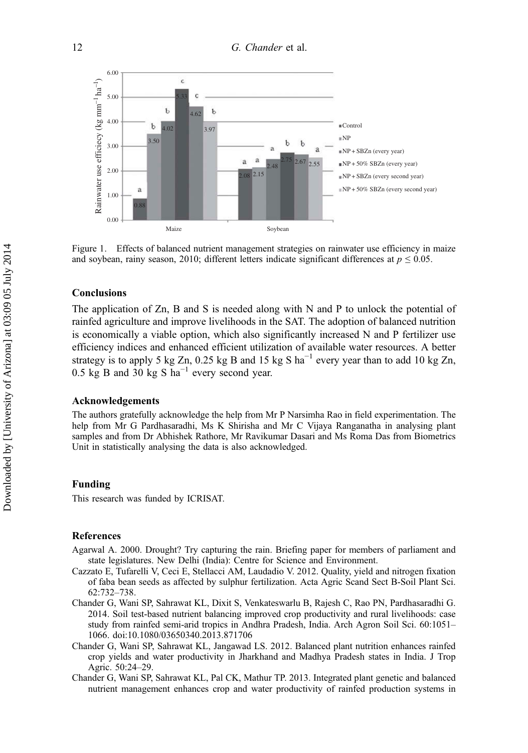Figure 1. Effects of balanced nutrient management strategies on rainwater use efficiency in maize and soybean, rainy season, 2010; different letters indicate significant differences at $p \leq 0.05$.

## Conclusions

The application of Zn, B and S is needed along with N and P to unlock the potential of rainfed agriculture and improve livelihoods in the SAT. The adoption of balanced nutrition is economically a viable option, which also significantly increased N and P fertilizer use efficiency indices and enhanced efficient utilization of available water resources. A better strategy is to apply 5 kg Zn, 0.25 kg B and 15 kg S $ha^{-1}$ every year than to add 10 kg Zn, 0.5 kg B and 30 kg S $ha^{-1}$ every second year.

## Acknowledgements

The authors gratefully acknowledge the help from Mr P Narsimha Rao in field experimentation. The help from Mr G Pardhasaradhi, Ms K Shirisha and Mr C Vijaya Ranganatha in analysing plant samples and from Dr Abhishek Rathore, Mr Ravikumar Dasari and Ms Roma Das from Biometrics Unit in statistically analysing the data is also acknowledged.

## Funding

This research was funded by ICRISAT.

## References

Agarwal A. 2000. Drought? Try capturing the rain. Briefing paper for members of parliament and state legislatures. New Delhi (India): Centre for Science and Environment.

Cazzato E, Tufarelli V, Ceci E, Stellacci AM, Laudadio V. 2012. Quality, yield and nitrogen fixation of faba bean seeds as affected by sulphur fertilization. Acta Agric Scand Sect B-Soil Plant Sci. 62:732–738.

Chander G, Wani SP, Sahrawat KL, Dixit S, Venkateswarlu B, Rajesh C, Rao PN, Pardhasaradhi G. 2014. Soil test-based nutrient balancing improved crop productivity and rural livelihoods: case study from rainfed semi-arid tropics in Andhra Pradesh, India. Arch Agron Soil Sci. 60:1051–1066. doi:10.1080/03650340.2013.871706

Chander G, Wani SP, Sahrawat KL, Jangawad LS. 2012. Balanced plant nutrition enhances rainfed crop yields and water productivity in Jharkhand and Madhya Pradesh states in India. J Trop Agric. 50:24–29.

Chander G, Wani SP, Sahrawat KL, Pal CK, Mathur TP. 2013. Integrated plant genetic and balanced nutrient management enhances crop and water productivity of rainfed production systems in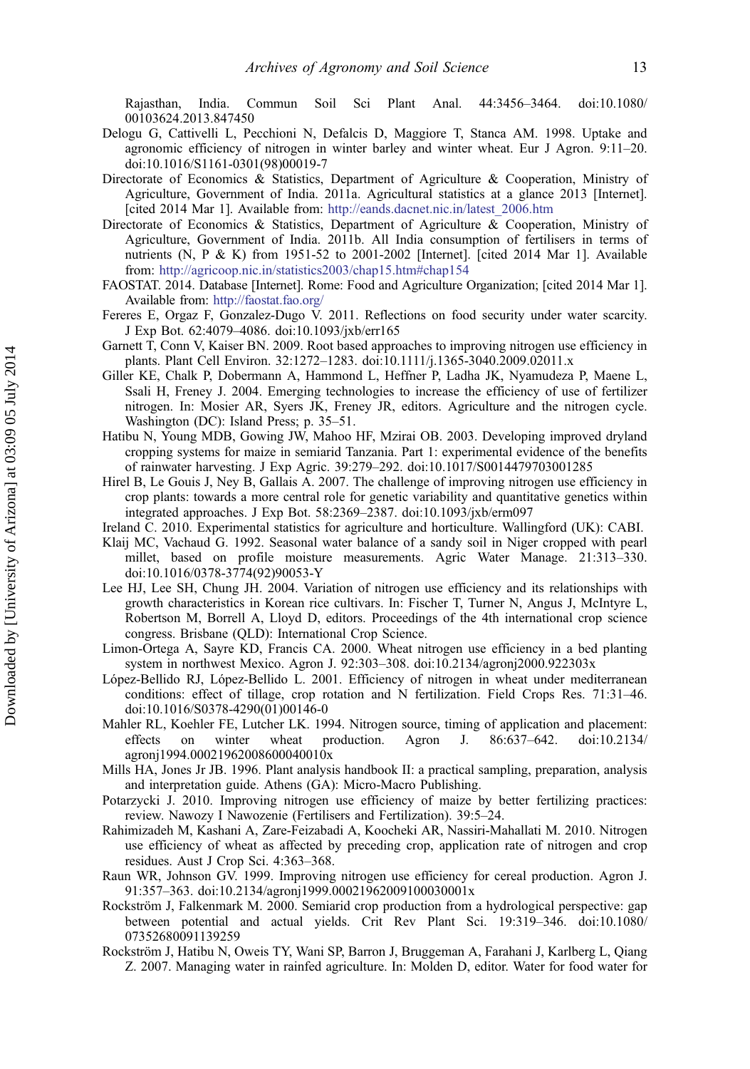Rajasthan, India. Commun Soil Sci Plant Anal. 44:3456–3464. doi:10.1080/00103624.2013.847450

Delogu G, Cattivelli L, Pecchioni N, Defalcis D, Maggiore T, Stanca AM. 1998. Uptake and agronomic efficiency of nitrogen in winter barley and winter wheat. Eur J Agron. 9:11–20. doi:10.1016/S1161-0301(98)00019-7

Directorate of Economics & Statistics, Department of Agriculture & Cooperation, Ministry of Agriculture, Government of India. 2011a. Agricultural statistics at a glance 2013 [Internet]. [cited 2014 Mar 1]. Available from: http://eands.dacnet.nic.in/latest_2006.htm

Directorate of Economics & Statistics, Department of Agriculture & Cooperation, Ministry of Agriculture, Government of India. 2011b. All India consumption of fertilisers in terms of nutrients (N, P & K) from 1951-52 to 2001-2002 [Internet]. [cited 2014 Mar 1]. Available from: http://agricoop.nic.in/statistics2003/chap15.htm#chap154

FAOSTAT. 2014. Database [Internet]. Rome: Food and Agriculture Organization; [cited 2014 Mar 1]. Available from: http://faostat.fao.org/

Fereres E, Orgaz F, Gonzalez-Dugo V. 2011. Reflections on food security under water scarcity. J Exp Bot. 62:4079–4086. doi:10.1093/jxb/err165

Garnett T, Conn V, Kaiser BN. 2009. Root based approaches to improving nitrogen use efficiency in plants. Plant Cell Environ. 32:1272–1283. doi:10.1111/j.1365-3040.2009.02011.x

Giller KE, Chalk P, Dobermann A, Hammond L, Heffner P, Ladha JK, Nyamudeza P, Maene L, Ssali H, Freney J. 2004. Emerging technologies to increase the efficiency of use of fertilizer nitrogen. In: Mosier AR, Syers JK, Freney JR, editors. Agriculture and the nitrogen cycle. Washington (DC): Island Press; p. 35–51.

Hatibu N, Young MDB, Gowing JW, Mahoo HF, Mzirai OB. 2003. Developing improved dryland cropping systems for maize in semiarid Tanzania. Part 1: experimental evidence of the benefits of rainwater harvesting. J Exp Agric. 39:279–292. doi:10.1017/S0014479703001285

Hirel B, Le Gouis J, Ney B, Gallais A. 2007. The challenge of improving nitrogen use efficiency in crop plants: towards a more central role for genetic variability and quantitative genetics within integrated approaches. J Exp Bot. 58:2369–2387. doi:10.1093/jxb/erm097

Ireland C. 2010. Experimental statistics for agriculture and horticulture. Wallingford (UK): CABI.

Klaij MC, Vachaud G. 1992. Seasonal water balance of a sandy soil in Niger cropped with pearl millet, based on profile moisture measurements. Agric Water Manage. 21:313–330. doi:10.1016/0378-3774(92)90053-Y

Lee HJ, Lee SH, Chung JH. 2004. Variation of nitrogen use efficiency and its relationships with growth characteristics in Korean rice cultivars. In: Fischer T, Turner N, Angus J, McIntyre L, Robertson M, Borrell A, Lloyd D, editors. Proceedings of the 4th international crop science congress. Brisbane (QLD): International Crop Science.

Limon-Ortega A, Sayre KD, Francis CA. 2000. Wheat nitrogen use efficiency in a bed planting system in northwest Mexico. Agron J. 92:303–308. doi:10.2134/agronj2000.922303x

López-Bellido RJ, López-Bellido L. 2001. Efficiency of nitrogen in wheat under mediterranean conditions: effect of tillage, crop rotation and N fertilization. Field Crops Res. 71:31–46. doi:10.1016/S0378-4290(01)00146-0

Mahler RL, Koehler FE, Lutcher LK. 1994. Nitrogen source, timing of application and placement: effects on winter wheat production. Agron J. 86:637–642. doi:10.2134/agronj1994.00021962008600040010x

Mills HA, Jones Jr JB. 1996. Plant analysis handbook II: a practical sampling, preparation, analysis and interpretation guide. Athens (GA): Micro-Macro Publishing.

Potarzycki J. 2010. Improving nitrogen use efficiency of maize by better fertilizing practices: review. Nawozy I Nawozenie (Fertilisers and Fertilization). 39:5–24.

Rahimizadeh M, Kashani A, Zare-Feizabadi A, Koocheki AR, Nassiri-Mahallati M. 2010. Nitrogen use efficiency of wheat as affected by preceding crop, application rate of nitrogen and crop residues. Aust J Crop Sci. 4:363–368.

Raun WR, Johnson GV. 1999. Improving nitrogen use efficiency for cereal production. Agron J. 91:357–363. doi:10.2134/agronj1999.00021962009100030001x

Rockström J, Falkenmark M. 2000. Semiarid crop production from a hydrological perspective: gap between potential and actual yields. Crit Rev Plant Sci. 19:319–346. doi:10.1080/07352680091139259

Rockström J, Hatibu N, Oweis TY, Wani SP, Barron J, Bruggeman A, Farahani J, Karlberg L, Qiang Z. 2007. Managing water in rainfed agriculture. In: Molden D, editor. Water for food water for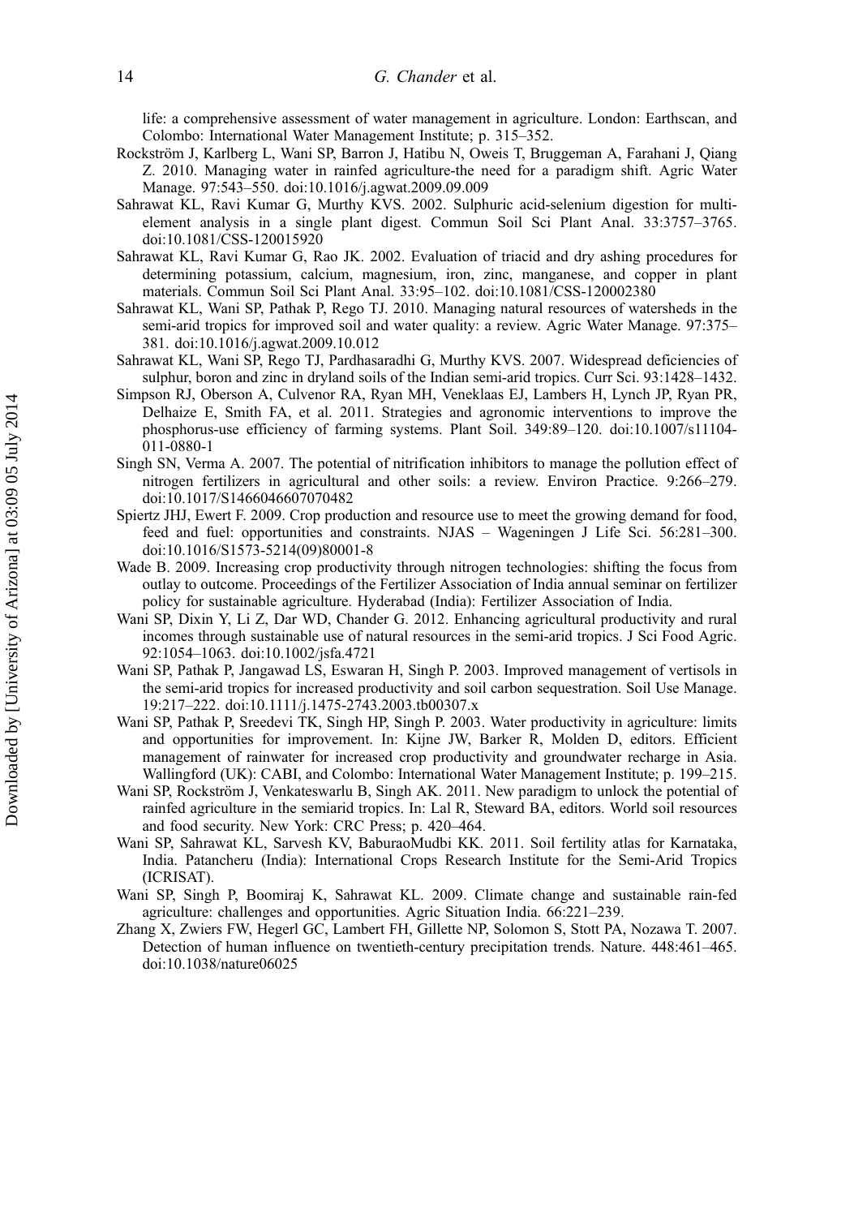life: a comprehensive assessment of water management in agriculture. London: Earthscan, and Colombo: International Water Management Institute; p. 315–352.

Rockström J, Karlberg L, Wani SP, Barron J, Hatibu N, Oweis T, Bruggeman A, Farahani J, Qiang Z. 2010. Managing water in rainfed agriculture-the need for a paradigm shift. Agric Water Manage. 97:543–550. doi:10.1016/j.agwat.2009.09.009

Sahrawat KL, Ravi Kumar G, Murthy KVS. 2002. Sulphuric acid-selenium digestion for multi-element analysis in a single plant digest. Commun Soil Sci Plant Anal. 33:3757–3765. doi:10.1081/CSS-120015920

Sahrawat KL, Ravi Kumar G, Rao JK. 2002. Evaluation of triacid and dry ashing procedures for determining potassium, calcium, magnesium, iron, zinc, manganese, and copper in plant materials. Commun Soil Sci Plant Anal. 33:95–102. doi:10.1081/CSS-120002380

Sahrawat KL, Wani SP, Pathak P, Rego TJ. 2010. Managing natural resources of watersheds in the semi-arid tropics for improved soil and water quality: a review. Agric Water Manage. 97:375–381. doi:10.1016/j.agwat.2009.10.012

Sahrawat KL, Wani SP, Rego TJ, Pardhasaradhi G, Murthy KVS. 2007. Widespread deficiencies of sulphur, boron and zinc in dryland soils of the Indian semi-arid tropics. Curr Sci. 93:1428–1432.

Simpson RJ, Oberson A, Culvenor RA, Ryan MH, Veneklaas EJ, Lambers H, Lynch JP, Ryan PR, Delhaize E, Smith FA, et al. 2011. Strategies and agronomic interventions to improve the phosphorus-use efficiency of farming systems. Plant Soil. 349:89–120. doi:10.1007/s11104-011-0880-1

Singh SN, Verma A. 2007. The potential of nitrification inhibitors to manage the pollution effect of nitrogen fertilizers in agricultural and other soils: a review. Environ Practice. 9:266–279. doi:10.1017/S1466046607070482

Spiertz JHJ, Ewert F. 2009. Crop production and resource use to meet the growing demand for food, feed and fuel: opportunities and constraints. NJAS – Wageningen J Life Sci. 56:281–300. doi:10.1016/S1573-5214(09)80001-8

Wade B. 2009. Increasing crop productivity through nitrogen technologies: shifting the focus from outlay to outcome. Proceedings of the Fertilizer Association of India annual seminar on fertilizer policy for sustainable agriculture. Hyderabad (India): Fertilizer Association of India.

Wani SP, Dixin Y, Li Z, Dar WD, Chander G. 2012. Enhancing agricultural productivity and rural incomes through sustainable use of natural resources in the semi-arid tropics. J Sci Food Agric. 92:1054–1063. doi:10.1002/jsfa.4721

Wani SP, Pathak P, Jangawad LS, Eswaran H, Singh P. 2003. Improved management of vertisols in the semi-arid tropics for increased productivity and soil carbon sequestration. Soil Use Manage. 19:217–222. doi:10.1111/j.1475-2743.2003.tb00307.x

Wani SP, Pathak P, Sreedevi TK, Singh HP, Singh P. 2003. Water productivity in agriculture: limits and opportunities for improvement. In: Kijne JW, Barker R, Molden D, editors. Efficient management of rainwater for increased crop productivity and groundwater recharge in Asia. Wallingford (UK): CABI, and Colombo: International Water Management Institute; p. 199–215.

Wani SP, Rockström J, Venkateswarlu B, Singh AK. 2011. New paradigm to unlock the potential of rainfed agriculture in the semiarid tropics. In: Lal R, Steward BA, editors. World soil resources and food security. New York: CRC Press; p. 420–464.

Wani SP, Sahrawat KL, Sarvesh KV, BaburaoMudbi KK. 2011. Soil fertility atlas for Karnataka, India. Patancheru (India): International Crops Research Institute for the Semi-Arid Tropics (ICRISAT).

Wani SP, Singh P, Boomiraj K, Sahrawat KL. 2009. Climate change and sustainable rain-fed agriculture: challenges and opportunities. Agric Situation India. 66:221–239.

Zhang X, Zwiers FW, Hegerl GC, Lambert FH, Gillette NP, Solomon S, Stott PA, Nozawa T. 2007. Detection of human influence on twentieth-century precipitation trends. Nature. 448:461–465. doi:10.1038/nature06025